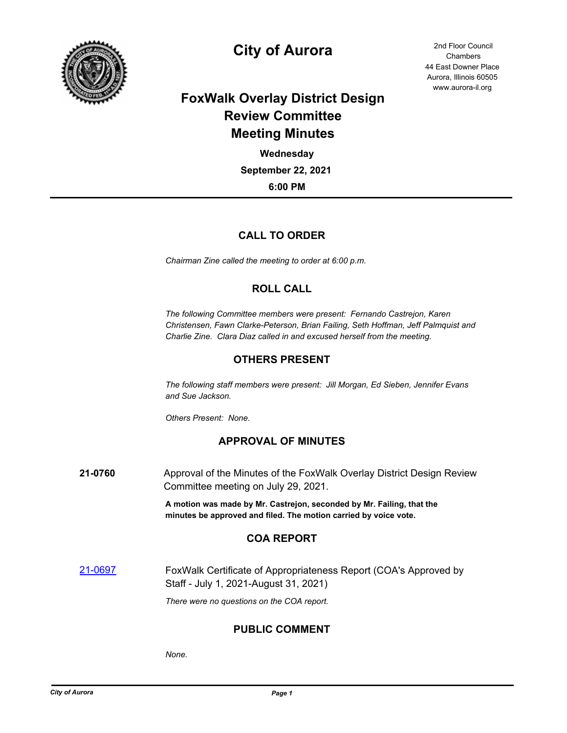# City of Aurora

2nd Floor Council Chambers
44 East Downer Place
Aurora, Illinois 60505
www.aurora-il.org

## FoxWalk Overlay District Design Review Committee Meeting Minutes

**Wednesday**

**September 22, 2021**

**6:00 PM**

---

## CALL TO ORDER

*Chairman Zine called the meeting to order at 6:00 p.m.*

## ROLL CALL

*The following Committee members were present: Fernando Castrejon, Karen Christensen, Fawn Clarke-Peterson, Brian Failing, Seth Hoffman, Jeff Palmquist and Charlie Zine. Clara Diaz called in and excused herself from the meeting.*

## OTHERS PRESENT

*The following staff members were present: Jill Morgan, Ed Sieben, Jennifer Evans and Sue Jackson.*

*Others Present: None.*

## APPROVAL OF MINUTES

**21-0760** Approval of the Minutes of the FoxWalk Overlay District Design Review Committee meeting on July 29, 2021.

**A motion was made by Mr. Castrejon, seconded by Mr. Failing, that the minutes be approved and filed. The motion carried by voice vote.**

## COA REPORT

21-0697 FoxWalk Certificate of Appropriateness Report (COA's Approved by Staff - July 1, 2021-August 31, 2021)

*There were no questions on the COA report.*

## PUBLIC COMMENT

*None.*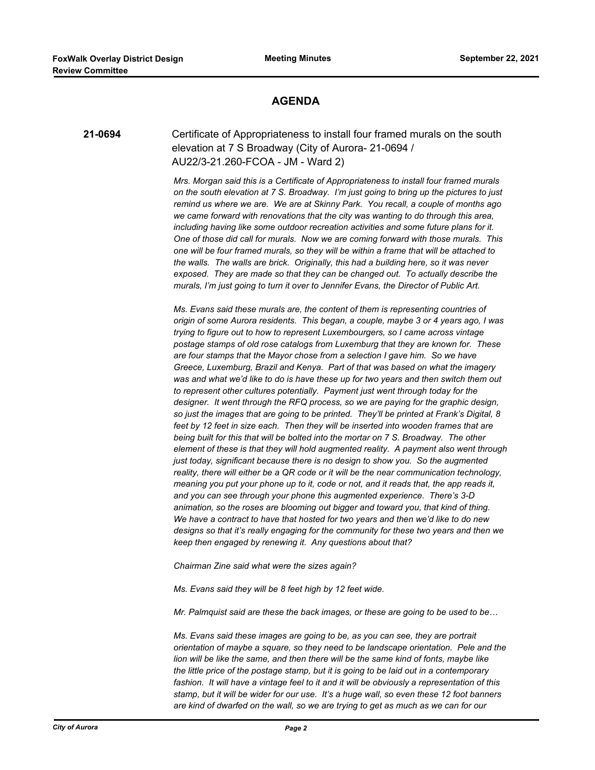## AGENDA

**21-0694** Certificate of Appropriateness to install four framed murals on the south elevation at 7 S Broadway (City of Aurora- 21-0694 / AU22/3-21.260-FCOA - JM - Ward 2)

*Mrs. Morgan said this is a Certificate of Appropriateness to install four framed murals on the south elevation at 7 S. Broadway. I'm just going to bring up the pictures to just remind us where we are. We are at Skinny Park. You recall, a couple of months ago we came forward with renovations that the city was wanting to do through this area, including having like some outdoor recreation activities and some future plans for it. One of those did call for murals. Now we are coming forward with those murals. This one will be four framed murals, so they will be within a frame that will be attached to the walls. The walls are brick. Originally, this had a building here, so it was never exposed. They are made so that they can be changed out. To actually describe the murals, I'm just going to turn it over to Jennifer Evans, the Director of Public Art.*

*Ms. Evans said these murals are, the content of them is representing countries of origin of some Aurora residents. This began, a couple, maybe 3 or 4 years ago, I was trying to figure out to how to represent Luxembourgers, so I came across vintage postage stamps of old rose catalogs from Luxemburg that they are known for. These are four stamps that the Mayor chose from a selection I gave him. So we have Greece, Luxemburg, Brazil and Kenya. Part of that was based on what the imagery was and what we'd like to do is have these up for two years and then switch them out to represent other cultures potentially. Payment just went through today for the designer. It went through the RFQ process, so we are paying for the graphic design, so just the images that are going to be printed. They'll be printed at Frank's Digital, 8 feet by 12 feet in size each. Then they will be inserted into wooden frames that are being built for this that will be bolted into the mortar on 7 S. Broadway. The other element of these is that they will hold augmented reality. A payment also went through just today, significant because there is no design to show you. So the augmented reality, there will either be a QR code or it will be the near communication technology, meaning you put your phone up to it, code or not, and it reads that, the app reads it, and you can see through your phone this augmented experience. There's 3-D animation, so the roses are blooming out bigger and toward you, that kind of thing. We have a contract to have that hosted for two years and then we'd like to do new designs so that it's really engaging for the community for these two years and then we keep then engaged by renewing it. Any questions about that?*

*Chairman Zine said what were the sizes again?*

*Ms. Evans said they will be 8 feet high by 12 feet wide.*

*Mr. Palmquist said are these the back images, or these are going to be used to be…*

*Ms. Evans said these images are going to be, as you can see, they are portrait orientation of maybe a square, so they need to be landscape orientation. Pele and the lion will be like the same, and then there will be the same kind of fonts, maybe like the little price of the postage stamp, but it is going to be laid out in a contemporary fashion. It will have a vintage feel to it and it will be obviously a representation of this stamp, but it will be wider for our use. It's a huge wall, so even these 12 foot banners are kind of dwarfed on the wall, so we are trying to get as much as we can for our*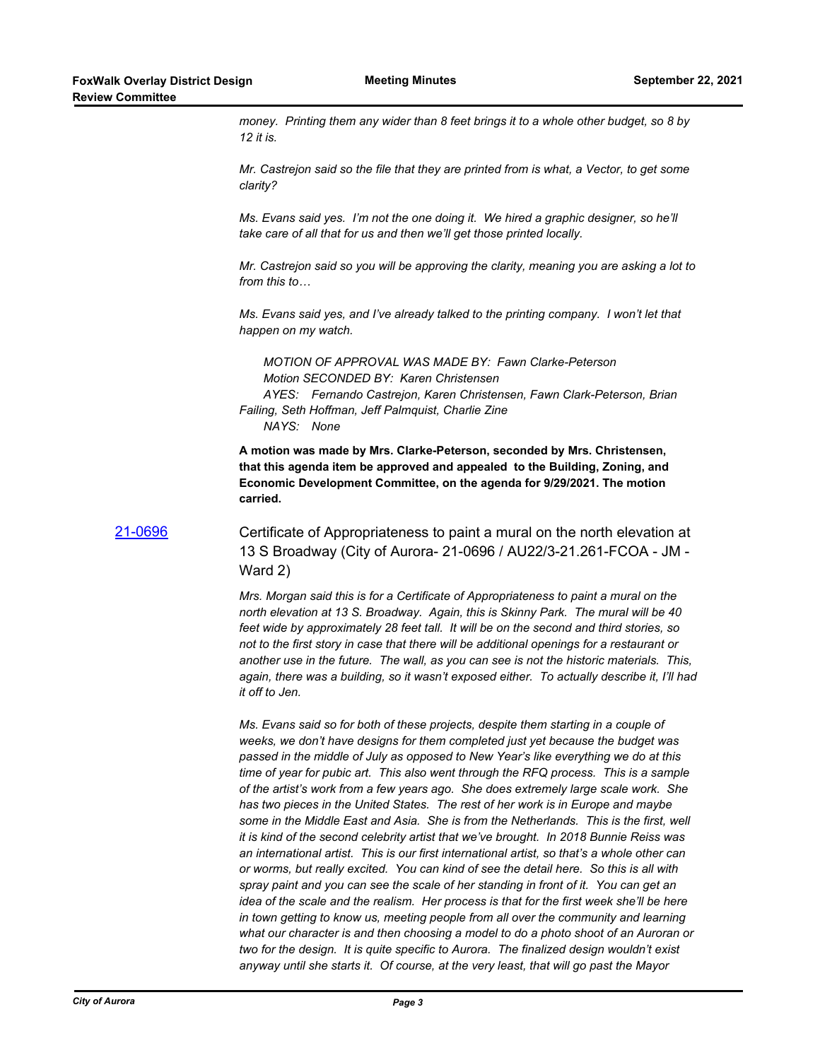*money. Printing them any wider than 8 feet brings it to a whole other budget, so 8 by 12 it is.*

*Mr. Castrejon said so the file that they are printed from is what, a Vector, to get some clarity?*

*Ms. Evans said yes. I'm not the one doing it. We hired a graphic designer, so he'll take care of all that for us and then we'll get those printed locally.*

*Mr. Castrejon said so you will be approving the clarity, meaning you are asking a lot to from this to…*

*Ms. Evans said yes, and I've already talked to the printing company. I won't let that happen on my watch.*

*MOTION OF APPROVAL WAS MADE BY: Fawn Clarke-Peterson*
*Motion SECONDED BY: Karen Christensen*
*AYES: Fernando Castrejon, Karen Christensen, Fawn Clark-Peterson, Brian Failing, Seth Hoffman, Jeff Palmquist, Charlie Zine*
*NAYS: None*

**A motion was made by Mrs. Clarke-Peterson, seconded by Mrs. Christensen, that this agenda item be approved and appealed to the Building, Zoning, and Economic Development Committee, on the agenda for 9/29/2021. The motion carried.**

[21-0696] Certificate of Appropriateness to paint a mural on the north elevation at 13 S Broadway (City of Aurora- 21-0696 / AU22/3-21.261-FCOA - JM - Ward 2)

*Mrs. Morgan said this is for a Certificate of Appropriateness to paint a mural on the north elevation at 13 S. Broadway. Again, this is Skinny Park. The mural will be 40 feet wide by approximately 28 feet tall. It will be on the second and third stories, so not to the first story in case that there will be additional openings for a restaurant or another use in the future. The wall, as you can see is not the historic materials. This, again, there was a building, so it wasn't exposed either. To actually describe it, I'll had it off to Jen.*

*Ms. Evans said so for both of these projects, despite them starting in a couple of weeks, we don't have designs for them completed just yet because the budget was passed in the middle of July as opposed to New Year's like everything we do at this time of year for pubic art. This also went through the RFQ process. This is a sample of the artist's work from a few years ago. She does extremely large scale work. She has two pieces in the United States. The rest of her work is in Europe and maybe some in the Middle East and Asia. She is from the Netherlands. This is the first, well it is kind of the second celebrity artist that we've brought. In 2018 Bunnie Reiss was an international artist. This is our first international artist, so that's a whole other can or worms, but really excited. You can kind of see the detail here. So this is all with spray paint and you can see the scale of her standing in front of it. You can get an idea of the scale and the realism. Her process is that for the first week she'll be here in town getting to know us, meeting people from all over the community and learning what our character is and then choosing a model to do a photo shoot of an Auroran or two for the design. It is quite specific to Aurora. The finalized design wouldn't exist anyway until she starts it. Of course, at the very least, that will go past the Mayor*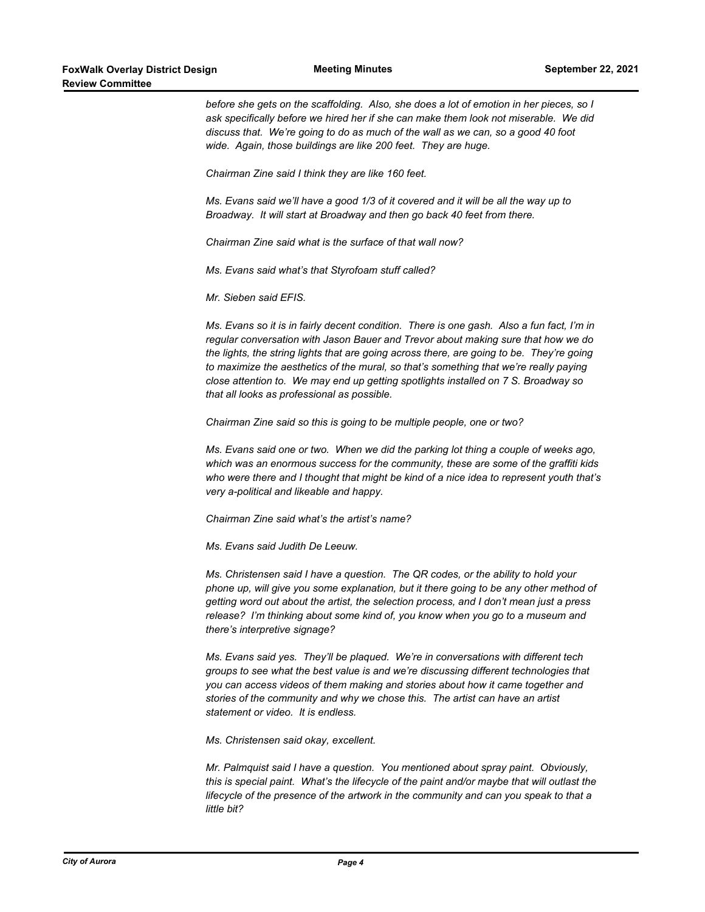*before she gets on the scaffolding. Also, she does a lot of emotion in her pieces, so I ask specifically before we hired her if she can make them look not miserable. We did discuss that. We're going to do as much of the wall as we can, so a good 40 foot wide. Again, those buildings are like 200 feet. They are huge.*

*Chairman Zine said I think they are like 160 feet.*

*Ms. Evans said we'll have a good 1/3 of it covered and it will be all the way up to Broadway. It will start at Broadway and then go back 40 feet from there.*

*Chairman Zine said what is the surface of that wall now?*

*Ms. Evans said what's that Styrofoam stuff called?*

*Mr. Sieben said EFIS.*

*Ms. Evans so it is in fairly decent condition. There is one gash. Also a fun fact, I'm in regular conversation with Jason Bauer and Trevor about making sure that how we do the lights, the string lights that are going across there, are going to be. They're going to maximize the aesthetics of the mural, so that's something that we're really paying close attention to. We may end up getting spotlights installed on 7 S. Broadway so that all looks as professional as possible.*

*Chairman Zine said so this is going to be multiple people, one or two?*

*Ms. Evans said one or two. When we did the parking lot thing a couple of weeks ago, which was an enormous success for the community, these are some of the graffiti kids who were there and I thought that might be kind of a nice idea to represent youth that's very a-political and likeable and happy.*

*Chairman Zine said what's the artist's name?*

*Ms. Evans said Judith De Leeuw.*

*Ms. Christensen said I have a question. The QR codes, or the ability to hold your phone up, will give you some explanation, but it there going to be any other method of getting word out about the artist, the selection process, and I don't mean just a press release? I'm thinking about some kind of, you know when you go to a museum and there's interpretive signage?*

*Ms. Evans said yes. They'll be plaqued. We're in conversations with different tech groups to see what the best value is and we're discussing different technologies that you can access videos of them making and stories about how it came together and stories of the community and why we chose this. The artist can have an artist statement or video. It is endless.*

*Ms. Christensen said okay, excellent.*

*Mr. Palmquist said I have a question. You mentioned about spray paint. Obviously, this is special paint. What's the lifecycle of the paint and/or maybe that will outlast the lifecycle of the presence of the artwork in the community and can you speak to that a little bit?*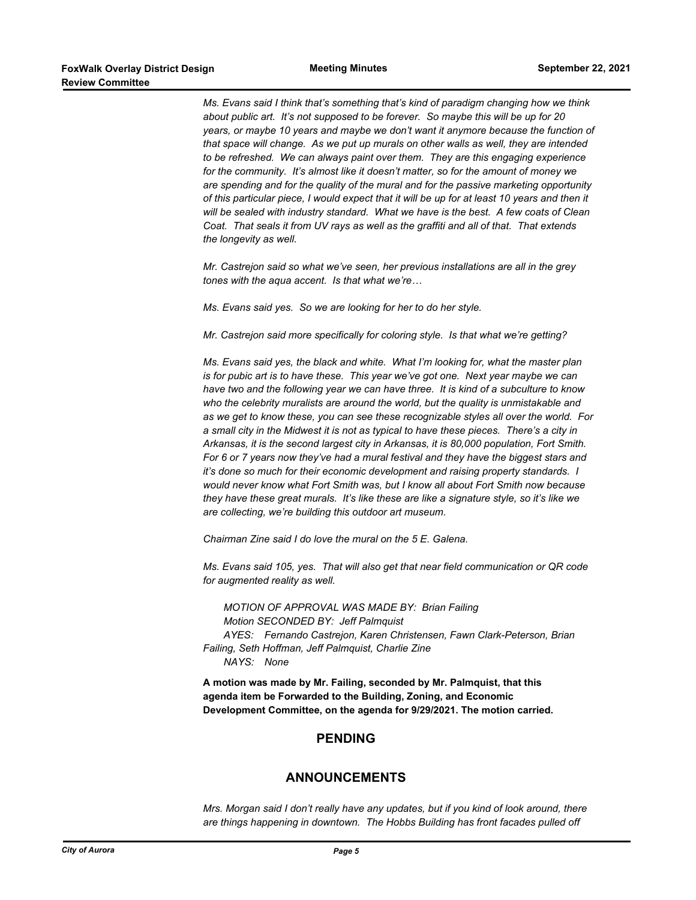*Ms. Evans said I think that's something that's kind of paradigm changing how we think about public art. It's not supposed to be forever. So maybe this will be up for 20 years, or maybe 10 years and maybe we don't want it anymore because the function of that space will change. As we put up murals on other walls as well, they are intended to be refreshed. We can always paint over them. They are this engaging experience for the community. It's almost like it doesn't matter, so for the amount of money we are spending and for the quality of the mural and for the passive marketing opportunity of this particular piece, I would expect that it will be up for at least 10 years and then it will be sealed with industry standard. What we have is the best. A few coats of Clean Coat. That seals it from UV rays as well as the graffiti and all of that. That extends the longevity as well.*

*Mr. Castrejon said so what we've seen, her previous installations are all in the grey tones with the aqua accent. Is that what we're…*

*Ms. Evans said yes. So we are looking for her to do her style.*

*Mr. Castrejon said more specifically for coloring style. Is that what we're getting?*

*Ms. Evans said yes, the black and white. What I'm looking for, what the master plan is for pubic art is to have these. This year we've got one. Next year maybe we can have two and the following year we can have three. It is kind of a subculture to know who the celebrity muralists are around the world, but the quality is unmistakable and as we get to know these, you can see these recognizable styles all over the world. For a small city in the Midwest it is not as typical to have these pieces. There's a city in Arkansas, it is the second largest city in Arkansas, it is 80,000 population, Fort Smith. For 6 or 7 years now they've had a mural festival and they have the biggest stars and it's done so much for their economic development and raising property standards. I would never know what Fort Smith was, but I know all about Fort Smith now because they have these great murals. It's like these are like a signature style, so it's like we are collecting, we're building this outdoor art museum.*

*Chairman Zine said I do love the mural on the 5 E. Galena.*

*Ms. Evans said 105, yes. That will also get that near field communication or QR code for augmented reality as well.*

*MOTION OF APPROVAL WAS MADE BY: Brian Failing*
*Motion SECONDED BY: Jeff Palmquist*
*AYES: Fernando Castrejon, Karen Christensen, Fawn Clark-Peterson, Brian Failing, Seth Hoffman, Jeff Palmquist, Charlie Zine*
*NAYS: None*

**A motion was made by Mr. Failing, seconded by Mr. Palmquist, that this agenda item be Forwarded to the Building, Zoning, and Economic Development Committee, on the agenda for 9/29/2021. The motion carried.**

## PENDING

## ANNOUNCEMENTS

*Mrs. Morgan said I don't really have any updates, but if you kind of look around, there are things happening in downtown. The Hobbs Building has front facades pulled off*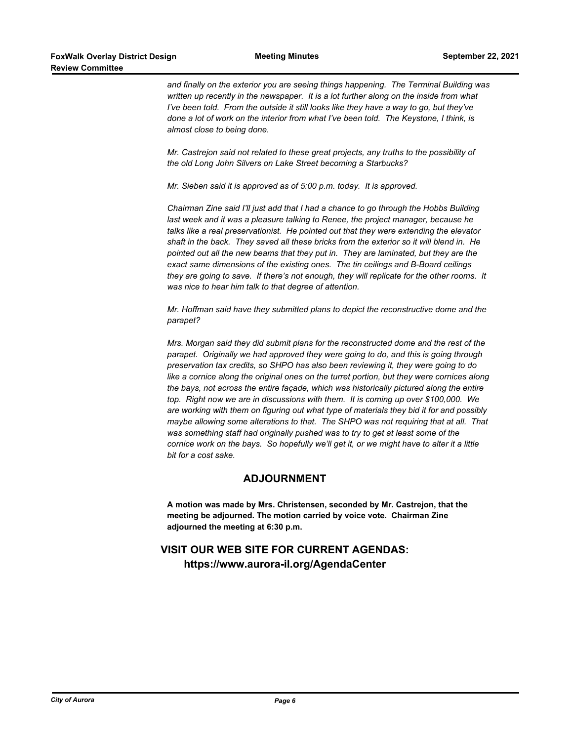*and finally on the exterior you are seeing things happening. The Terminal Building was written up recently in the newspaper. It is a lot further along on the inside from what I've been told. From the outside it still looks like they have a way to go, but they've done a lot of work on the interior from what I've been told. The Keystone, I think, is almost close to being done.*

*Mr. Castrejon said not related to these great projects, any truths to the possibility of the old Long John Silvers on Lake Street becoming a Starbucks?*

*Mr. Sieben said it is approved as of 5:00 p.m. today. It is approved.*

*Chairman Zine said I'll just add that I had a chance to go through the Hobbs Building last week and it was a pleasure talking to Renee, the project manager, because he talks like a real preservationist. He pointed out that they were extending the elevator shaft in the back. They saved all these bricks from the exterior so it will blend in. He pointed out all the new beams that they put in. They are laminated, but they are the exact same dimensions of the existing ones. The tin ceilings and B-Board ceilings they are going to save. If there's not enough, they will replicate for the other rooms. It was nice to hear him talk to that degree of attention.*

*Mr. Hoffman said have they submitted plans to depict the reconstructive dome and the parapet?*

*Mrs. Morgan said they did submit plans for the reconstructed dome and the rest of the parapet. Originally we had approved they were going to do, and this is going through preservation tax credits, so SHPO has also been reviewing it, they were going to do like a cornice along the original ones on the turret portion, but they were cornices along the bays, not across the entire façade, which was historically pictured along the entire top. Right now we are in discussions with them. It is coming up over $100,000. We are working with them on figuring out what type of materials they bid it for and possibly maybe allowing some alterations to that. The SHPO was not requiring that at all. That was something staff had originally pushed was to try to get at least some of the cornice work on the bays. So hopefully we'll get it, or we might have to alter it a little bit for a cost sake.*

## ADJOURNMENT

**A motion was made by Mrs. Christensen, seconded by Mr. Castrejon, that the meeting be adjourned. The motion carried by voice vote. Chairman Zine adjourned the meeting at 6:30 p.m.**

**VISIT OUR WEB SITE FOR CURRENT AGENDAS: https://www.aurora-il.org/AgendaCenter**